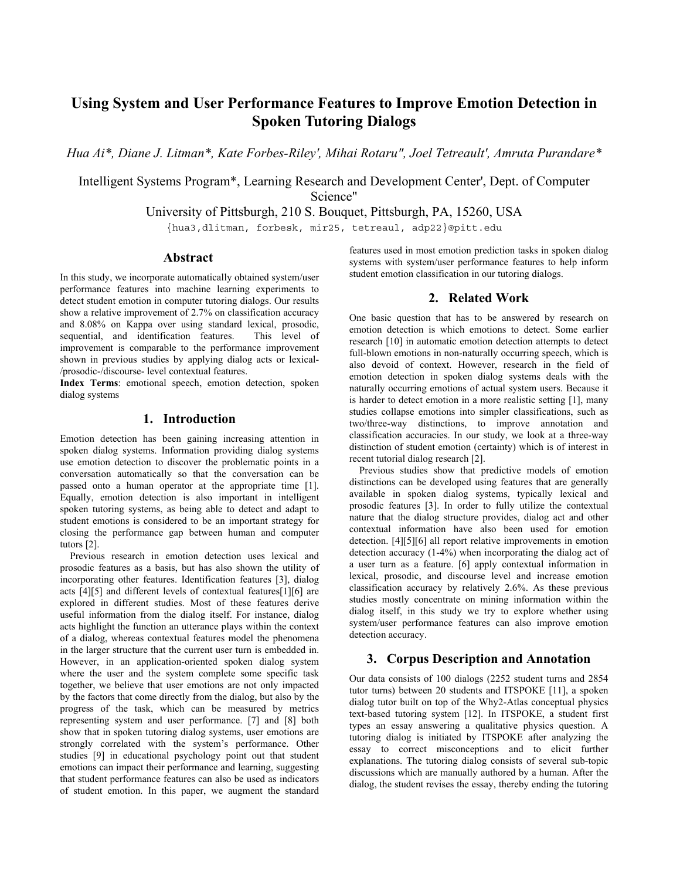# Using System and User Performance Features to Improve Emotion Detection in Spoken Tutoring Dialogs

*Hua Ai\*, Diane J. Litman\*, Kate Forbes-Riley', Mihai Rotaru", Joel Tetreault', Amruta Purandare\**

Intelligent Systems Program\*, Learning Research and Development Center', Dept. of Computer Science"

University of Pittsburgh, 210 S. Bouquet, Pittsburgh, PA, 15260, USA

{hua3,dlitman, forbesk, mir25, tetreaul, adp22}@pitt.edu

## Abstract

In this study, we incorporate automatically obtained system/user performance features into machine learning experiments to detect student emotion in computer tutoring dialogs. Our results show a relative improvement of 2.7% on classification accuracy and 8.08% on Kappa over using standard lexical, prosodic, sequential, and identification features. This level of improvement is comparable to the performance improvement shown in previous studies by applying dialog acts or lexical-/prosodic-/discourse- level contextual features.

**Index Terms**: emotional speech, emotion detection, spoken dialog systems

## 1. Introduction

Emotion detection has been gaining increasing attention in spoken dialog systems. Information providing dialog systems use emotion detection to discover the problematic points in a conversation automatically so that the conversation can be passed onto a human operator at the appropriate time [1]. Equally, emotion detection is also important in intelligent spoken tutoring systems, as being able to detect and adapt to student emotions is considered to be an important strategy for closing the performance gap between human and computer tutors [2].

Previous research in emotion detection uses lexical and prosodic features as a basis, but has also shown the utility of incorporating other features. Identification features [3], dialog acts [4][5] and different levels of contextual features[1][6] are explored in different studies. Most of these features derive useful information from the dialog itself. For instance, dialog acts highlight the function an utterance plays within the context of a dialog, whereas contextual features model the phenomena in the larger structure that the current user turn is embedded in. However, in an application-oriented spoken dialog system where the user and the system complete some specific task together, we believe that user emotions are not only impacted by the factors that come directly from the dialog, but also by the progress of the task, which can be measured by metrics representing system and user performance. [7] and [8] both show that in spoken tutoring dialog systems, user emotions are strongly correlated with the system's performance. Other studies [9] in educational psychology point out that student emotions can impact their performance and learning, suggesting that student performance features can also be used as indicators of student emotion. In this paper, we augment the standard features used in most emotion prediction tasks in spoken dialog systems with system/user performance features to help inform student emotion classification in our tutoring dialogs.

## 2. Related Work

One basic question that has to be answered by research on emotion detection is which emotions to detect. Some earlier research [10] in automatic emotion detection attempts to detect full-blown emotions in non-naturally occurring speech, which is also devoid of context. However, research in the field of emotion detection in spoken dialog systems deals with the naturally occurring emotions of actual system users. Because it is harder to detect emotion in a more realistic setting [1], many studies collapse emotions into simpler classifications, such as two/three-way distinctions, to improve annotation and classification accuracies. In our study, we look at a three-way distinction of student emotion (certainty) which is of interest in recent tutorial dialog research [2].

Previous studies show that predictive models of emotion distinctions can be developed using features that are generally available in spoken dialog systems, typically lexical and prosodic features [3]. In order to fully utilize the contextual nature that the dialog structure provides, dialog act and other contextual information have also been used for emotion detection. [4][5][6] all report relative improvements in emotion detection accuracy (1-4%) when incorporating the dialog act of a user turn as a feature. [6] apply contextual information in lexical, prosodic, and discourse level and increase emotion classification accuracy by relatively 2.6%. As these previous studies mostly concentrate on mining information within the dialog itself, in this study we try to explore whether using system/user performance features can also improve emotion detection accuracy.

## 3. Corpus Description and Annotation

Our data consists of 100 dialogs (2252 student turns and 2854 tutor turns) between 20 students and ITSPOKE [11], a spoken dialog tutor built on top of the Why2-Atlas conceptual physics text-based tutoring system [12]. In ITSPOKE, a student first types an essay answering a qualitative physics question. A tutoring dialog is initiated by ITSPOKE after analyzing the essay to correct misconceptions and to elicit further explanations. The tutoring dialog consists of several sub-topic discussions which are manually authored by a human. After the dialog, the student revises the essay, thereby ending the tutoring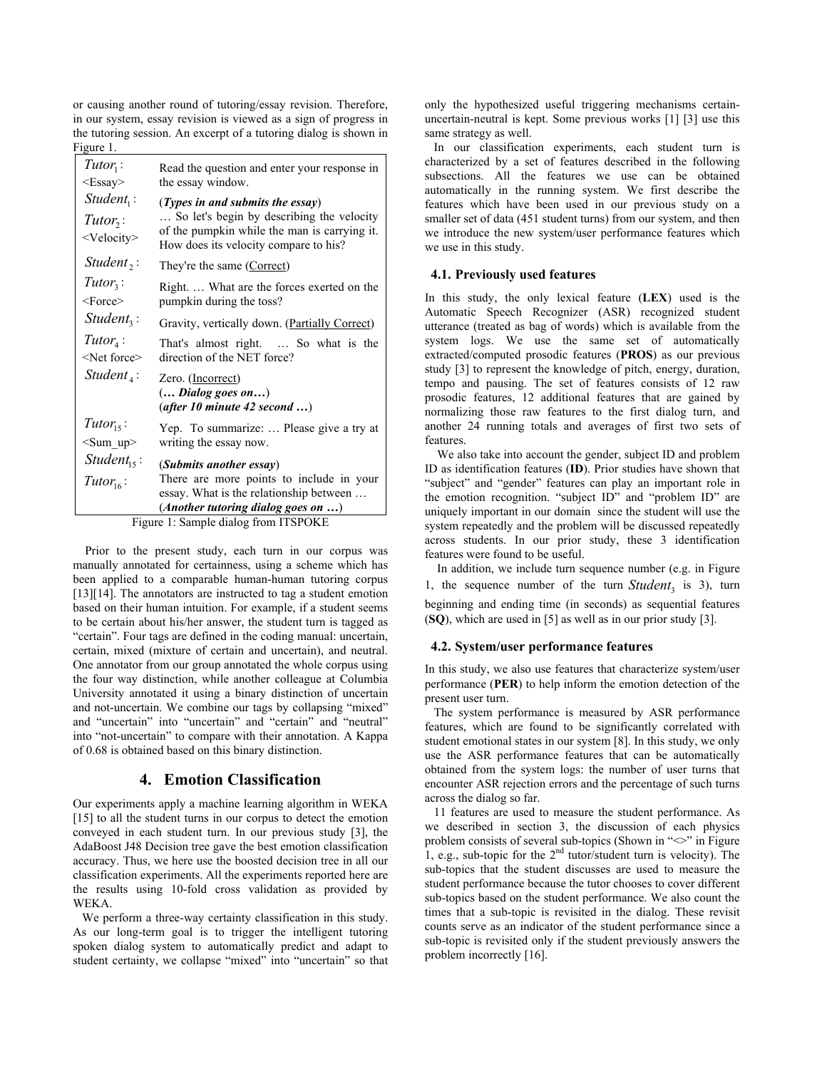or causing another round of tutoring/essay revision. Therefore, in our system, essay revision is viewed as a sign of progress in the tutoring session. An excerpt of a tutoring dialog is shown in Figure 1.

| | |
|---|---|
| $Tutor_1$: <Essay> | Read the question and enter your response in the essay window. |
| $Student_1$: | (***Types in and submits the essay***) |
| $Tutor_2$: <Velocity> | … So let's begin by describing the velocity of the pumpkin while the man is carrying it. How does its velocity compare to his? |
| $Student_2$: | They're the same (Correct) |
| $Tutor_3$: <Force> | Right. … What are the forces exerted on the pumpkin during the toss? |
| $Student_3$: | Gravity, vertically down. (Partially Correct) |
| $Tutor_4$: <Net force> | That's almost right. … So what is the direction of the NET force? |
| $Student_4$: | Zero. (Incorrect) (***… Dialog goes on…***) (***after 10 minute 42 second …***) |
| $Tutor_{15}$: <Sum_up> | Yep. To summarize: … Please give a try at writing the essay now. |
| $Student_{15}$: | (***Submits another essay***) |
| $Tutor_{16}$: | There are more points to include in your essay. What is the relationship between … (***Another tutoring dialog goes on …***) |

Figure 1: Sample dialog from ITSPOKE

Prior to the present study, each turn in our corpus was manually annotated for certainness, using a scheme which has been applied to a comparable human-human tutoring corpus [13][14]. The annotators are instructed to tag a student emotion based on their human intuition. For example, if a student seems to be certain about his/her answer, the student turn is tagged as "certain". Four tags are defined in the coding manual: uncertain, certain, mixed (mixture of certain and uncertain), and neutral. One annotator from our group annotated the whole corpus using the four way distinction, while another colleague at Columbia University annotated it using a binary distinction of uncertain and not-uncertain. We combine our tags by collapsing "mixed" and "uncertain" into "uncertain" and "certain" and "neutral" into "not-uncertain" to compare with their annotation. A Kappa of 0.68 is obtained based on this binary distinction.

## 4. Emotion Classification

Our experiments apply a machine learning algorithm in WEKA [15] to all the student turns in our corpus to detect the emotion conveyed in each student turn. In our previous study [3], the AdaBoost J48 Decision tree gave the best emotion classification accuracy. Thus, we here use the boosted decision tree in all our classification experiments. All the experiments reported here are the results using 10-fold cross validation as provided by WEKA.

We perform a three-way certainty classification in this study. As our long-term goal is to trigger the intelligent tutoring spoken dialog system to automatically predict and adapt to student certainty, we collapse "mixed" into "uncertain" so that only the hypothesized useful triggering mechanisms certain-uncertain-neutral is kept. Some previous works [1] [3] use this same strategy as well.

In our classification experiments, each student turn is characterized by a set of features described in the following subsections. All the features we use can be obtained automatically in the running system. We first describe the features which have been used in our previous study on a smaller set of data (451 student turns) from our system, and then we introduce the new system/user performance features which we use in this study.

### 4.1. Previously used features

In this study, the only lexical feature (**LEX**) used is the Automatic Speech Recognizer (ASR) recognized student utterance (treated as bag of words) which is available from the system logs. We use the same set of automatically extracted/computed prosodic features (**PROS**) as our previous study [3] to represent the knowledge of pitch, energy, duration, tempo and pausing. The set of features consists of 12 raw prosodic features, 12 additional features that are gained by normalizing those raw features to the first dialog turn, and another 24 running totals and averages of first two sets of features.

We also take into account the gender, subject ID and problem ID as identification features (**ID**). Prior studies have shown that "subject" and "gender" features can play an important role in the emotion recognition. "subject ID" and "problem ID" are uniquely important in our domain since the student will use the system repeatedly and the problem will be discussed repeatedly across students. In our prior study, these 3 identification features were found to be useful.

In addition, we include turn sequence number (e.g. in Figure 1, the sequence number of the turn $Student_3$ is 3), turn beginning and ending time (in seconds) as sequential features (**SQ**), which are used in [5] as well as in our prior study [3].

### 4.2. System/user performance features

In this study, we also use features that characterize system/user performance (**PER**) to help inform the emotion detection of the present user turn.

The system performance is measured by ASR performance features, which are found to be significantly correlated with student emotional states in our system [8]. In this study, we only use the ASR performance features that can be automatically obtained from the system logs: the number of user turns that encounter ASR rejection errors and the percentage of such turns across the dialog so far.

11 features are used to measure the student performance. As we described in section 3, the discussion of each physics problem consists of several sub-topics (Shown in "<>" in Figure 1, e.g., sub-topic for the 2nd tutor/student turn is velocity). The sub-topics that the student discusses are used to measure the student performance because the tutor chooses to cover different sub-topics based on the student performance. We also count the times that a sub-topic is revisited in the dialog. These revisit counts serve as an indicator of the student performance since a sub-topic is revisited only if the student previously answers the problem incorrectly [16].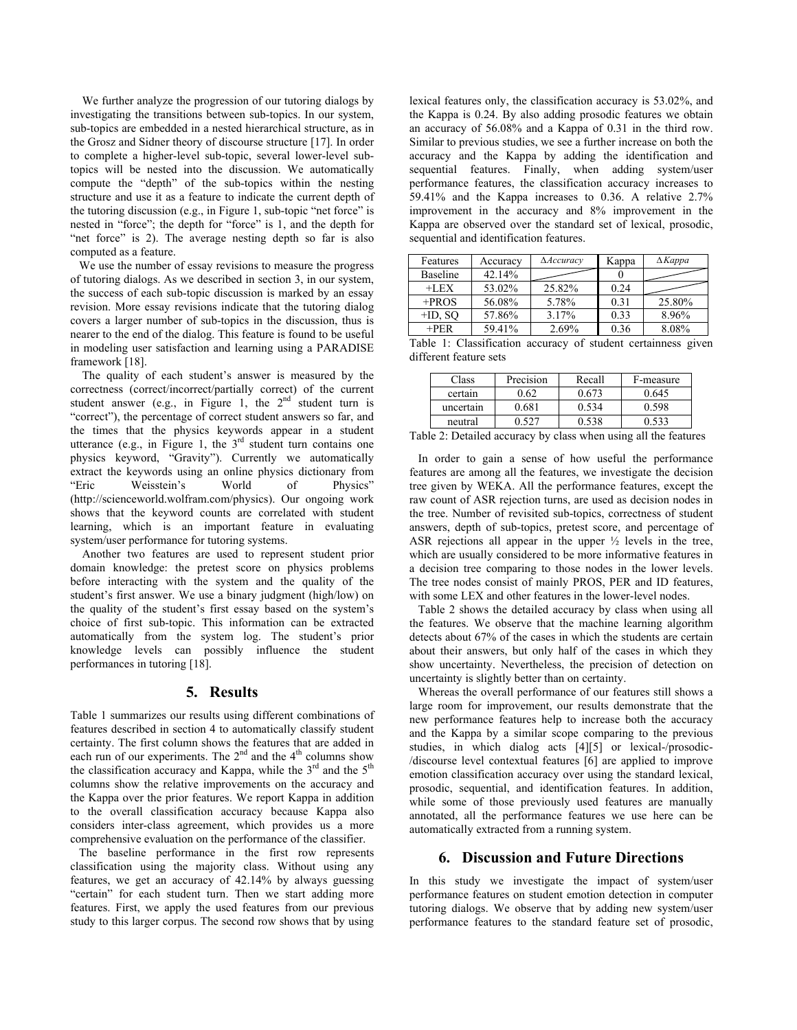We further analyze the progression of our tutoring dialogs by investigating the transitions between sub-topics. In our system, sub-topics are embedded in a nested hierarchical structure, as in the Grosz and Sidner theory of discourse structure [17]. In order to complete a higher-level sub-topic, several lower-level sub-topics will be nested into the discussion. We automatically compute the "depth" of the sub-topics within the nesting structure and use it as a feature to indicate the current depth of the tutoring discussion (e.g., in Figure 1, sub-topic "net force" is nested in "force"; the depth for "force" is 1, and the depth for "net force" is 2). The average nesting depth so far is also computed as a feature.

We use the number of essay revisions to measure the progress of tutoring dialogs. As we described in section 3, in our system, the success of each sub-topic discussion is marked by an essay revision. More essay revisions indicate that the tutoring dialog covers a larger number of sub-topics in the discussion, thus is nearer to the end of the dialog. This feature is found to be useful in modeling user satisfaction and learning using a PARADISE framework [18].

The quality of each student's answer is measured by the correctness (correct/incorrect/partially correct) of the current student answer (e.g., in Figure 1, the 2nd student turn is "correct"), the percentage of correct student answers so far, and the times that the physics keywords appear in a student utterance (e.g., in Figure 1, the 3rd student turn contains one physics keyword, "Gravity"). Currently we automatically extract the keywords using an online physics dictionary from "Eric Weisstein's World of Physics" (http://scienceworld.wolfram.com/physics). Our ongoing work shows that the keyword counts are correlated with student learning, which is an important feature in evaluating system/user performance for tutoring systems.

Another two features are used to represent student prior domain knowledge: the pretest score on physics problems before interacting with the system and the quality of the student's first answer. We use a binary judgment (high/low) on the quality of the student's first essay based on the system's choice of first sub-topic. This information can be extracted automatically from the system log. The student's prior knowledge levels can possibly influence the student performances in tutoring [18].

## 5. Results

Table 1 summarizes our results using different combinations of features described in section 4 to automatically classify student certainty. The first column shows the features that are added in each run of our experiments. The 2nd and the 4th columns show the classification accuracy and Kappa, while the 3rd and the 5th columns show the relative improvements on the accuracy and the Kappa over the prior features. We report Kappa in addition to the overall classification accuracy because Kappa also considers inter-class agreement, which provides us a more comprehensive evaluation on the performance of the classifier.

The baseline performance in the first row represents classification using the majority class. Without using any features, we get an accuracy of 42.14% by always guessing "certain" for each student turn. Then we start adding more features. First, we apply the used features from our previous study to this larger corpus. The second row shows that by using lexical features only, the classification accuracy is 53.02%, and the Kappa is 0.24. By also adding prosodic features we obtain an accuracy of 56.08% and a Kappa of 0.31 in the third row. Similar to previous studies, we see a further increase on both the accuracy and the Kappa by adding the identification and sequential features. Finally, when adding system/user performance features, the classification accuracy increases to 59.41% and the Kappa increases to 0.36. A relative 2.7% improvement in the accuracy and 8% improvement in the Kappa are observed over the standard set of lexical, prosodic, sequential and identification features.

| Features | Accuracy | Δ*Accuracy* | Kappa | Δ*Kappa* |
|---|---|---|---|---|
| Baseline | 42.14% | | 0 | |
| +LEX | 53.02% | 25.82% | 0.24 | |
| +PROS | 56.08% | 5.78% | 0.31 | 25.80% |
| +ID, SQ | 57.86% | 3.17% | 0.33 | 8.96% |
| +PER | 59.41% | 2.69% | 0.36 | 8.08% |

Table 1: Classification accuracy of student certainness given different feature sets

| Class | Precision | Recall | F-measure |
|---|---|---|---|
| certain | 0.62 | 0.673 | 0.645 |
| uncertain | 0.681 | 0.534 | 0.598 |
| neutral | 0.527 | 0.538 | 0.533 |

Table 2: Detailed accuracy by class when using all the features

In order to gain a sense of how useful the performance features are among all the features, we investigate the decision tree given by WEKA. All the performance features, except the raw count of ASR rejection turns, are used as decision nodes in the tree. Number of revisited sub-topics, correctness of student answers, depth of sub-topics, pretest score, and percentage of ASR rejections all appear in the upper ½ levels in the tree, which are usually considered to be more informative features in a decision tree comparing to those nodes in the lower levels. The tree nodes consist of mainly PROS, PER and ID features, with some LEX and other features in the lower-level nodes.

Table 2 shows the detailed accuracy by class when using all the features. We observe that the machine learning algorithm detects about 67% of the cases in which the students are certain about their answers, but only half of the cases in which they show uncertainty. Nevertheless, the precision of detection on uncertainty is slightly better than on certainty.

Whereas the overall performance of our features still shows a large room for improvement, our results demonstrate that the new performance features help to increase both the accuracy and the Kappa by a similar scope comparing to the previous studies, in which dialog acts [4][5] or lexical-/prosodic-/discourse level contextual features [6] are applied to improve emotion classification accuracy over using the standard lexical, prosodic, sequential, and identification features. In addition, while some of those previously used features are manually annotated, all the performance features we use here can be automatically extracted from a running system.

## 6. Discussion and Future Directions

In this study we investigate the impact of system/user performance features on student emotion detection in computer tutoring dialogs. We observe that by adding new system/user performance features to the standard feature set of prosodic,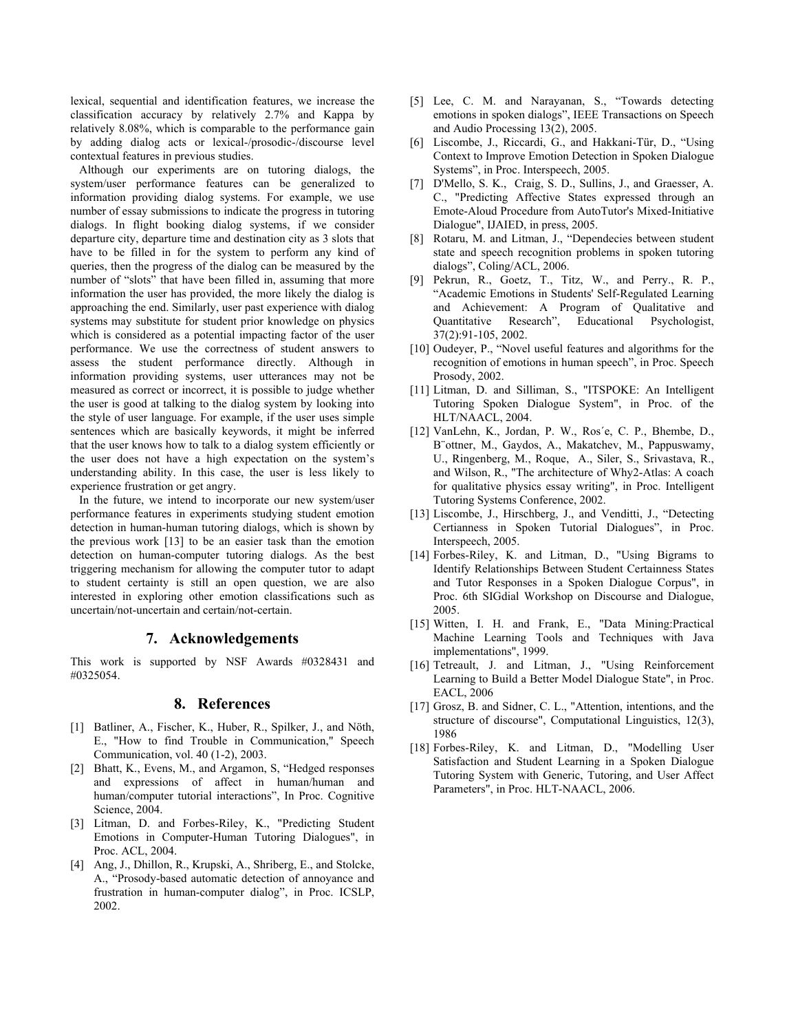lexical, sequential and identification features, we increase the classification accuracy by relatively 2.7% and Kappa by relatively 8.08%, which is comparable to the performance gain by adding dialog acts or lexical-/prosodic-/discourse level contextual features in previous studies.

Although our experiments are on tutoring dialogs, the system/user performance features can be generalized to information providing dialog systems. For example, we use number of essay submissions to indicate the progress in tutoring dialogs. In flight booking dialog systems, if we consider departure city, departure time and destination city as 3 slots that have to be filled in for the system to perform any kind of queries, then the progress of the dialog can be measured by the number of "slots" that have been filled in, assuming that more information the user has provided, the more likely the dialog is approaching the end. Similarly, user past experience with dialog systems may substitute for student prior knowledge on physics which is considered as a potential impacting factor of the user performance. We use the correctness of student answers to assess the student performance directly. Although in information providing systems, user utterances may not be measured as correct or incorrect, it is possible to judge whether the user is good at talking to the dialog system by looking into the style of user language. For example, if the user uses simple sentences which are basically keywords, it might be inferred that the user knows how to talk to a dialog system efficiently or the user does not have a high expectation on the system's understanding ability. In this case, the user is less likely to experience frustration or get angry.

In the future, we intend to incorporate our new system/user performance features in experiments studying student emotion detection in human-human tutoring dialogs, which is shown by the previous work [13] to be an easier task than the emotion detection on human-computer tutoring dialogs. As the best triggering mechanism for allowing the computer tutor to adapt to student certainty is still an open question, we are also interested in exploring other emotion classifications such as uncertain/not-uncertain and certain/not-certain.

## 7. Acknowledgements

This work is supported by NSF Awards #0328431 and #0325054.

## 8. References

[1] Batliner, A., Fischer, K., Huber, R., Spilker, J., and Nöth, E., "How to find Trouble in Communication," Speech Communication, vol. 40 (1-2), 2003.

[2] Bhatt, K., Evens, M., and Argamon, S, "Hedged responses and expressions of affect in human/human and human/computer tutorial interactions", In Proc. Cognitive Science, 2004.

[3] Litman, D. and Forbes-Riley, K., "Predicting Student Emotions in Computer-Human Tutoring Dialogues", in Proc. ACL, 2004.

[4] Ang, J., Dhillon, R., Krupski, A., Shriberg, E., and Stolcke, A., "Prosody-based automatic detection of annoyance and frustration in human-computer dialog", in Proc. ICSLP, 2002.

[5] Lee, C. M. and Narayanan, S., "Towards detecting emotions in spoken dialogs", IEEE Transactions on Speech and Audio Processing 13(2), 2005.

[6] Liscombe, J., Riccardi, G., and Hakkani-Tür, D., "Using Context to Improve Emotion Detection in Spoken Dialogue Systems", in Proc. Interspeech, 2005.

[7] D'Mello, S. K., Craig, S. D., Sullins, J., and Graesser, A. C., "Predicting Affective States expressed through an Emote-Aloud Procedure from AutoTutor's Mixed-Initiative Dialogue", IJAIED, in press, 2005.

[8] Rotaru, M. and Litman, J., "Dependecies between student state and speech recognition problems in spoken tutoring dialogs", Coling/ACL, 2006.

[9] Pekrun, R., Goetz, T., Titz, W., and Perry., R. P., "Academic Emotions in Students' Self-Regulated Learning and Achievement: A Program of Qualitative and Quantitative Research", Educational Psychologist, 37(2):91-105, 2002.

[10] Oudeyer, P., "Novel useful features and algorithms for the recognition of emotions in human speech", in Proc. Speech Prosody, 2002.

[11] Litman, D. and Silliman, S., "ITSPOKE: An Intelligent Tutoring Spoken Dialogue System", in Proc. of the HLT/NAACL, 2004.

[12] VanLehn, K., Jordan, P. W., Ros´e, C. P., Bhembe, D., B¨ottner, M., Gaydos, A., Makatchev, M., Pappuswamy, U., Ringenberg, M., Roque, A., Siler, S., Srivastava, R., and Wilson, R., "The architecture of Why2-Atlas: A coach for qualitative physics essay writing", in Proc. Intelligent Tutoring Systems Conference, 2002.

[13] Liscombe, J., Hirschberg, J., and Venditti, J., "Detecting Certianness in Spoken Tutorial Dialogues", in Proc. Interspeech, 2005.

[14] Forbes-Riley, K. and Litman, D., "Using Bigrams to Identify Relationships Between Student Certainness States and Tutor Responses in a Spoken Dialogue Corpus", in Proc. 6th SIGdial Workshop on Discourse and Dialogue, 2005.

[15] Witten, I. H. and Frank, E., "Data Mining:Practical Machine Learning Tools and Techniques with Java implementations", 1999.

[16] Tetreault, J. and Litman, J., "Using Reinforcement Learning to Build a Better Model Dialogue State", in Proc. EACL, 2006

[17] Grosz, B. and Sidner, C. L., "Attention, intentions, and the structure of discourse", Computational Linguistics, 12(3), 1986

[18] Forbes-Riley, K. and Litman, D., "Modelling User Satisfaction and Student Learning in a Spoken Dialogue Tutoring System with Generic, Tutoring, and User Affect Parameters", in Proc. HLT-NAACL, 2006.